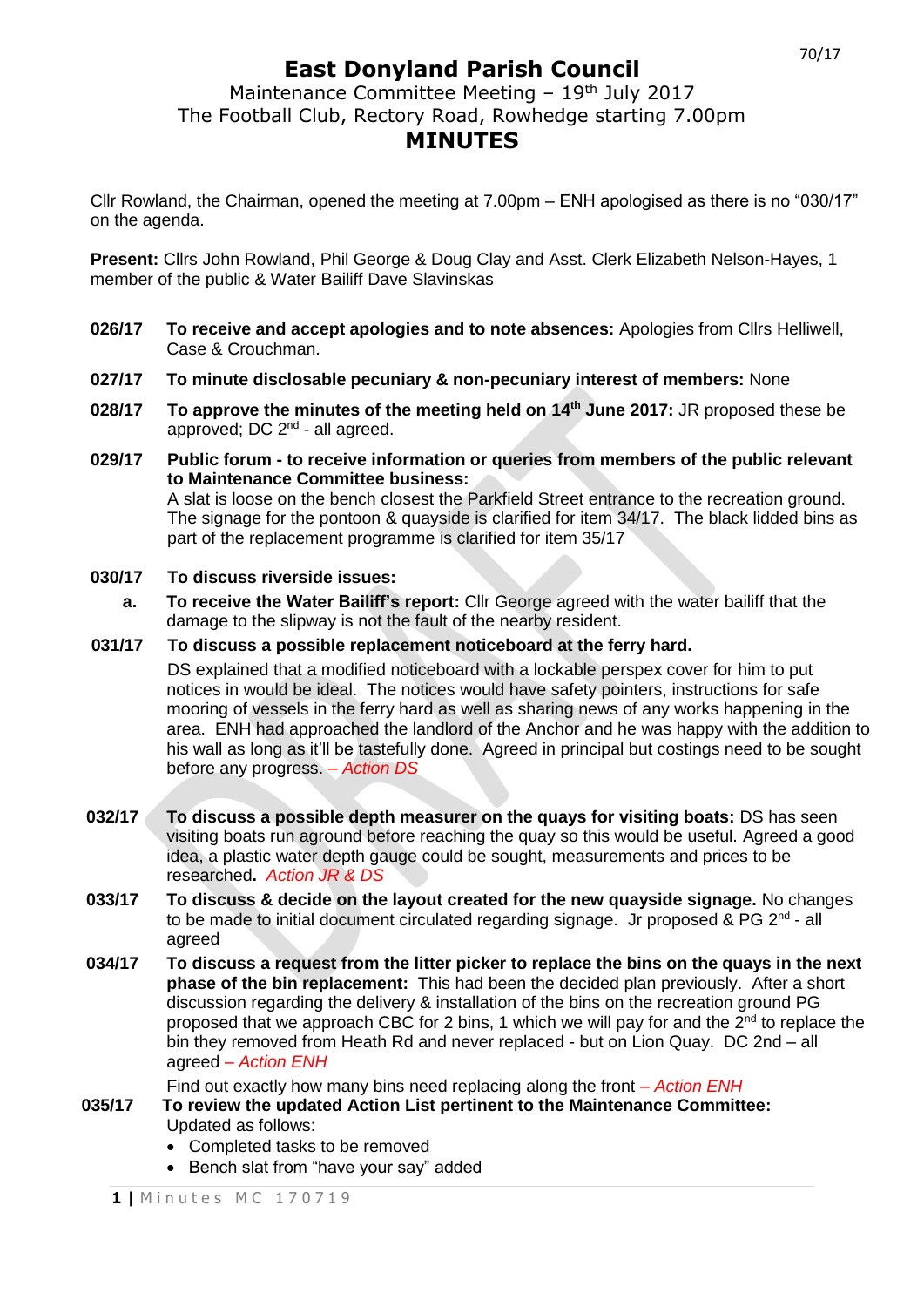70/17

# East Donyland Parish Council

Maintenance Committee Meeting – 19th July 2017
The Football Club, Rectory Road, Rowhedge starting 7.00pm

## MINUTES

Cllr Rowland, the Chairman, opened the meeting at 7.00pm – ENH apologised as there is no "030/17" on the agenda.

**Present:** Cllrs John Rowland, Phil George & Doug Clay and Asst. Clerk Elizabeth Nelson-Hayes, 1 member of the public & Water Bailiff Dave Slavinskas

**026/17** **To receive and accept apologies and to note absences:** Apologies from Cllrs Helliwell, Case & Crouchman.

**027/17** **To minute disclosable pecuniary & non-pecuniary interest of members:** None

**028/17** **To approve the minutes of the meeting held on 14th June 2017:** JR proposed these be approved; DC 2nd - all agreed.

**029/17** **Public forum - to receive information or queries from members of the public relevant to Maintenance Committee business:**
A slat is loose on the bench closest the Parkfield Street entrance to the recreation ground. The signage for the pontoon & quayside is clarified for item 34/17. The black lidded bins as part of the replacement programme is clarified for item 35/17

**030/17** **To discuss riverside issues:**

**a.** **To receive the Water Bailiff's report:** Cllr George agreed with the water bailiff that the damage to the slipway is not the fault of the nearby resident.

**031/17** **To discuss a possible replacement noticeboard at the ferry hard.**
DS explained that a modified noticeboard with a lockable perspex cover for him to put notices in would be ideal. The notices would have safety pointers, instructions for safe mooring of vessels in the ferry hard as well as sharing news of any works happening in the area. ENH had approached the landlord of the Anchor and he was happy with the addition to his wall as long as it'll be tastefully done. Agreed in principal but costings need to be sought before any progress. *– Action DS*

**032/17** **To discuss a possible depth measurer on the quays for visiting boats:** DS has seen visiting boats run aground before reaching the quay so this would be useful. Agreed a good idea, a plastic water depth gauge could be sought, measurements and prices to be researched**.** *Action JR & DS*

**033/17** **To discuss & decide on the layout created for the new quayside signage.** No changes to be made to initial document circulated regarding signage. Jr proposed & PG 2nd - all agreed

**034/17** **To discuss a request from the litter picker to replace the bins on the quays in the next phase of the bin replacement:** This had been the decided plan previously. After a short discussion regarding the delivery & installation of the bins on the recreation ground PG proposed that we approach CBC for 2 bins, 1 which we will pay for and the 2nd to replace the bin they removed from Heath Rd and never replaced - but on Lion Quay. DC 2nd – all agreed *– Action ENH*

Find out exactly how many bins need replacing along the front *– Action ENH*

**035/17** **To review the updated Action List pertinent to the Maintenance Committee:**
Updated as follows:

- Completed tasks to be removed
- Bench slat from "have your say" added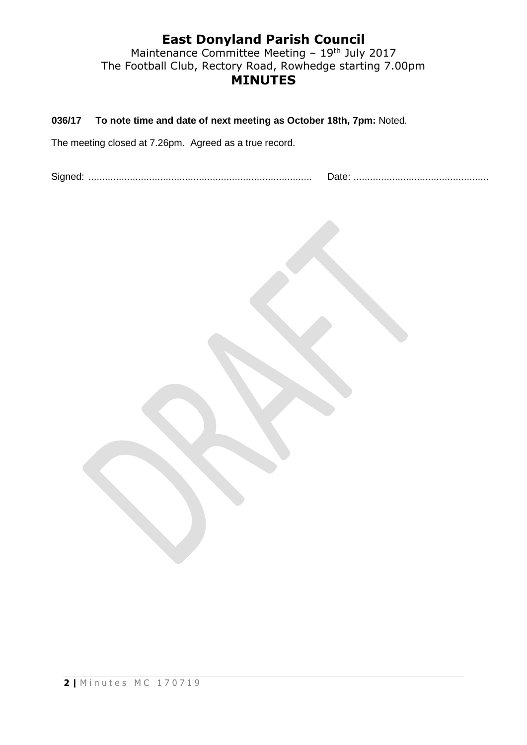# East Donyland Parish Council

Maintenance Committee Meeting – 19th July 2017
The Football Club, Rectory Road, Rowhedge starting 7.00pm

## MINUTES

**036/17 To note time and date of next meeting as October 18th, 7pm:** Noted.

The meeting closed at 7.26pm. Agreed as a true record.

Signed: ................................................................................ Date: ................................................